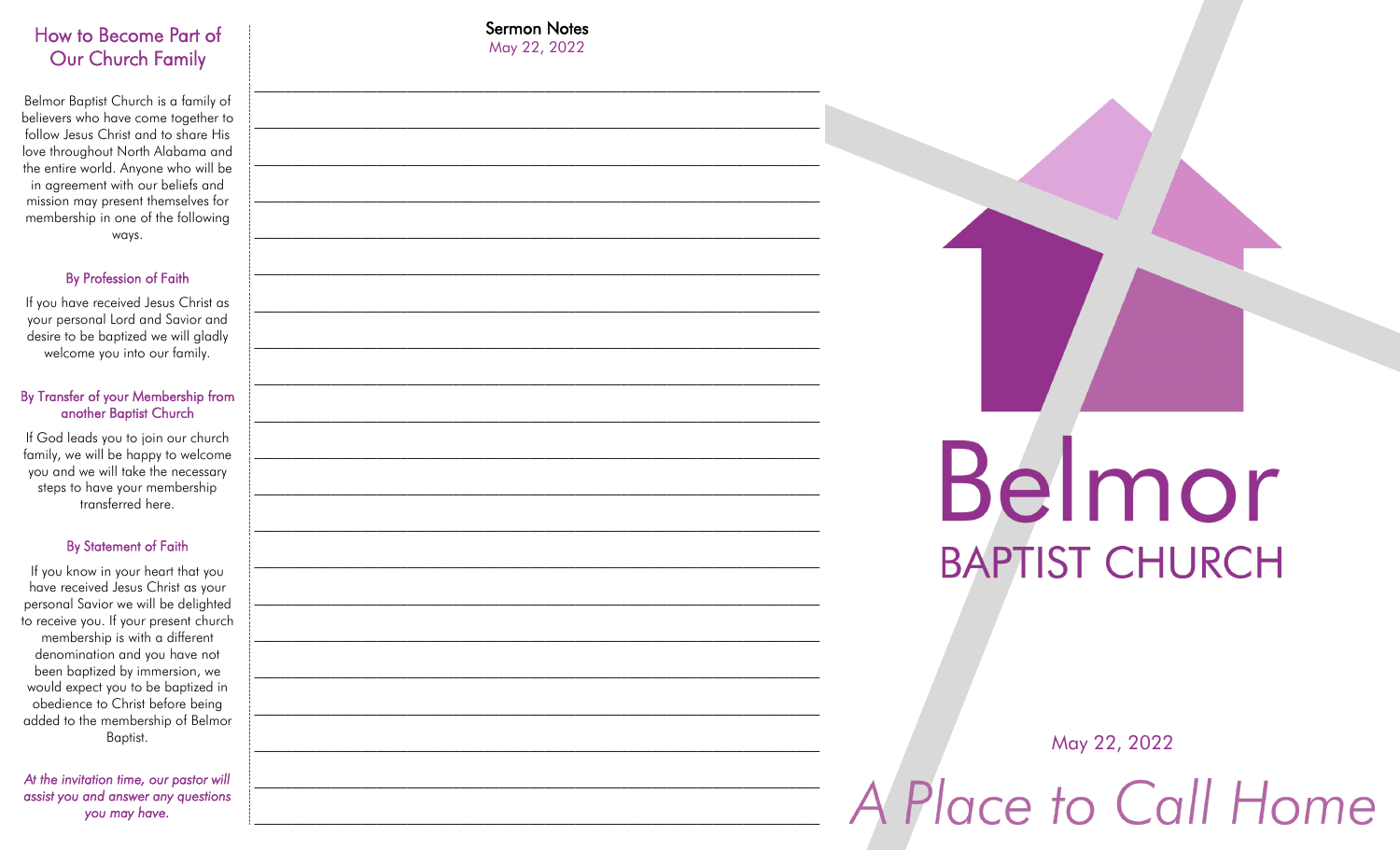## How to Become Part of Our Church Family

Belmor Baptist Church is a family of believers who have come together to follow Jesus Christ and to share His love throughout North Alabama and the entire world. Anyone who will be in agreement with our beliefs and mission may present themselves for membership in one of the following ways.

### By Profession of Faith

If you have received Jesus Christ as your personal Lord and Savior and desire to be baptized we will gladly welcome you into our family.

### By Transfer of your Membership from another Baptist Church

If God leads you to join our church family, we will be happy to welcome you and we will take the necessary steps to have your membership transferred here.

### By Statement of Faith

If you know in your heart that you have received Jesus Christ as your personal Savior we will be delighted to receive you. If your present church membership is with a different denomination and you have not been baptized by immersion, we would expect you to be baptized in obedience to Christ before being added to the membership of Belmor Baptist.

*At the invitation time, our pastor will assist you and answer any questions you may have.*

## Sermon Notes

May 22, 2022

____________________________________________________________

____________________________________________________________

____________________________________________________________

____________________________________________________________

____________________________________________________________

____________________________________________________________

____________________________________________________________

____________________________________________________________

____________________________________________________________

____________________________________________________________

____________________________________________________________

____________________________________________________________

____________________________________________________________

____________________________________________________________

____________________________________________________________

____________________________________________________________

____________________________________________________________

____________________________________________________________

____________________________________________________________

____________________________________________________________

# Belmor

## BAPTIST CHURCH

May 22, 2022

*A Place to Call Home*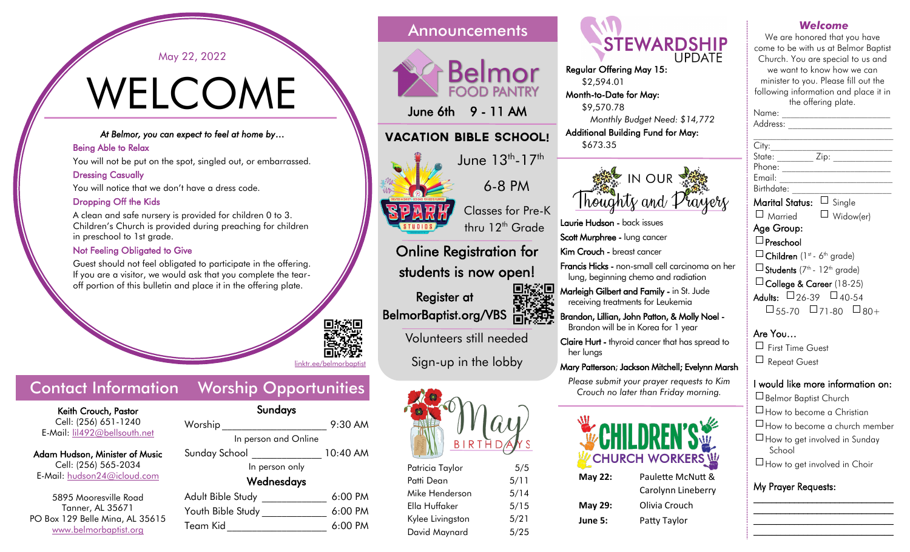May 22, 2022

# WELCOME

*At Belmor, you can expect to feel at home by…*

**Being Able to Relax**

You will not be put on the spot, singled out, or embarrassed.

**Dressing Casually**

You will notice that we don't have a dress code.

**Dropping Off the Kids**

A clean and safe nursery is provided for children 0 to 3. Children's Church is provided during preaching for children in preschool to 1st grade.

**Not Feeling Obligated to Give**

Guest should not feel obligated to participate in the offering. If you are a visitor, we would ask that you complete the tear-off portion of this bulletin and place it in the offering plate.

linktr.ee/belmorbaptist

## Contact Information

**Keith Crouch, Pastor**
Cell: (256) 651-1240
E-Mail: lil492@bellsouth.net

**Adam Hudson, Minister of Music**
Cell: (256) 565-2034
E-Mail: hudson24@icloud.com

5895 Mooresville Road
Tanner, AL 35671
PO Box 129 Belle Mina, AL 35615
www.belmorbaptist.org

## Worship Opportunities

**Sundays**

Worship ____________ 9:30 AM
In person and Online

Sunday School ____________ 10:40 AM
In person only

**Wednesdays**

Adult Bible Study ____________ 6:00 PM
Youth Bible Study ____________ 6:00 PM
Team Kid ____________ 6:00 PM

## Announcements

**Belmor FOOD PANTRY**

June 6th 9 - 11 AM

**VACATION BIBLE SCHOOL!**

SPARK STUDIOS

June 13th-17th

6-8 PM

Classes for Pre-K thru 12th Grade

Online Registration for students is now open!

Register at BelmorBaptist.org/VBS

Volunteers still needed

Sign-up in the lobby

## May BIRTHDAYS

| | |
|---|---|
| Patricia Taylor | 5/5 |
| Patti Dean | 5/11 |
| Mike Henderson | 5/14 |
| Ella Huffaker | 5/15 |
| Kylee Livingston | 5/21 |
| David Maynard | 5/25 |

## STEWARDSHIP UPDATE

**Regular Offering May 15:**
$2,594.01

**Month-to-Date for May:**
$9,570.78

*Monthly Budget Need: $14,772*

**Additional Building Fund for May:**
$673.35

## IN OUR Thoughts and Prayers

- **Laurie Hudson** - back issues
- **Scott Murphree** - lung cancer
- **Kim Crouch** - breast cancer
- **Francis Hicks** - non-small cell carcinoma on her lung, beginning chemo and radiation
- **Marleigh Gilbert and Family** - in St. Jude receiving treatments for Leukemia
- **Brandon, Lillian, John Patton, & Molly Noel** - Brandon will be in Korea for 1 year
- **Claire Hurt** - thyroid cancer that has spread to her lungs
- **Mary Patterson; Jackson Mitchell; Evelynn Marsh**

*Please submit your prayer requests to Kim Crouch no later than Friday morning.*

## CHILDREN'S CHURCH WORKERS

| | |
|---|---|
| **May 22:** | Paulette McNutt & Carolynn Lineberry |
| **May 29:** | Olivia Crouch |
| **June 5:** | Patty Taylor |

## *Welcome*

We are honored that you have come to be with us at Belmor Baptist Church. You are special to us and we want to know how we can minister to you. Please fill out the following information and place it in the offering plate.

Name: ____________
Address: ____________
____________
City: ____________
State: ________ Zip: ________
Phone: ____________
Email: ____________
Birthdate: ____________

**Marital Status:** ☐ Single ☐ Married ☐ Widow(er)

**Age Group:**
- ☐ **Preschool**
- ☐ **Children** (1st - 6th grade)
- ☐ **Students** (7th - 12th grade)
- ☐ **College & Career** (18-25)

**Adults:** ☐ 26-39 ☐ 40-54 ☐ 55-70 ☐ 71-80 ☐ 80+

**Are You…**
- ☐ First Time Guest
- ☐ Repeat Guest

**I would like more information on:**
- ☐ Belmor Baptist Church
- ☐ How to become a Christian
- ☐ How to become a church member
- ☐ How to get involved in Sunday School
- ☐ How to get involved in Choir

**My Prayer Requests:**

____________
____________
____________
____________